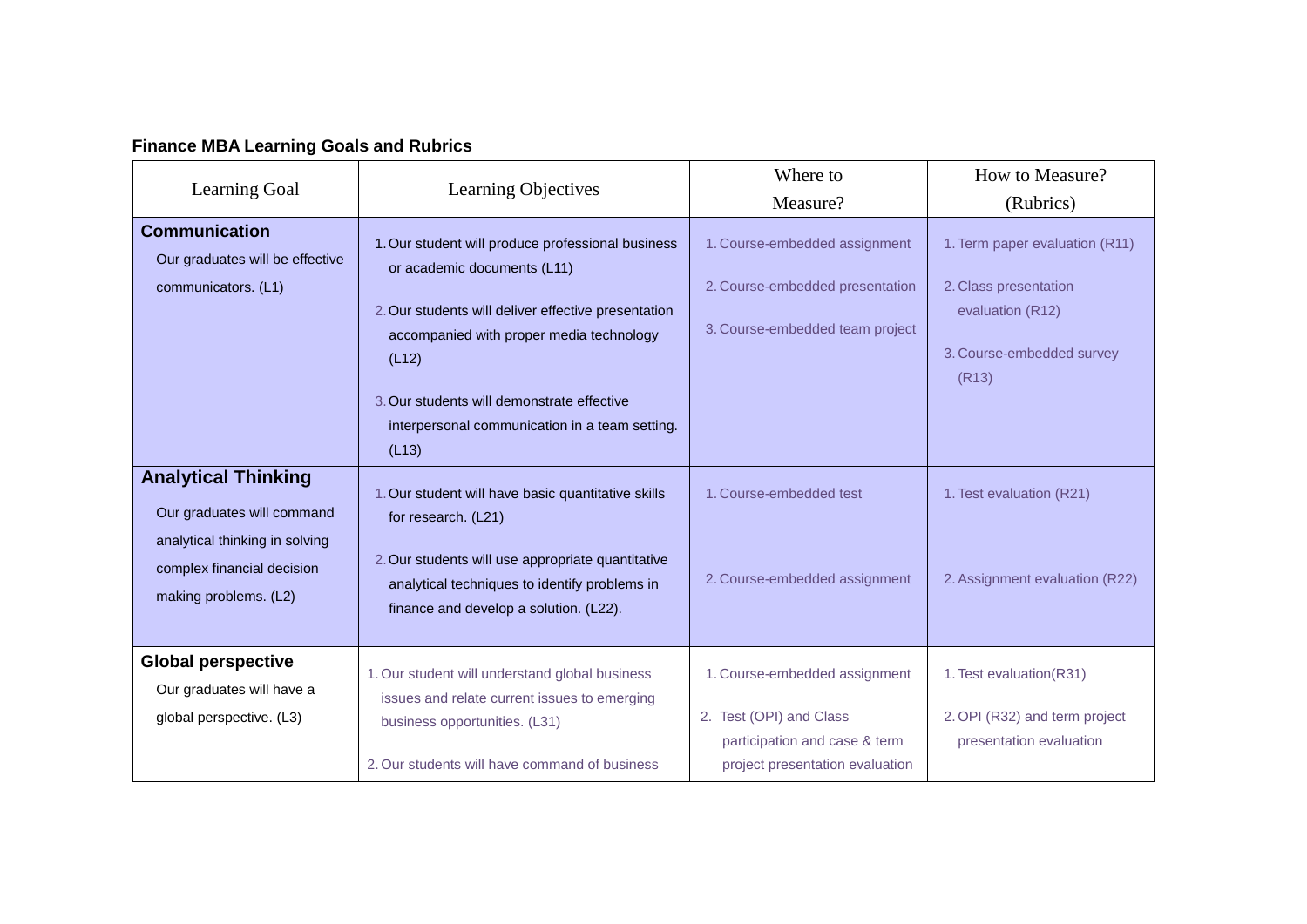**Finance MBA Learning Goals and Rubrics**

| Learning Goal | Learning Objectives | Where to Measure? | How to Measure? (Rubrics) |
|---|---|---|---|
| **Communication**<br>Our graduates will be effective communicators. (L1) | 1. Our student will produce professional business or academic documents (L11)<br>2. Our students will deliver effective presentation accompanied with proper media technology (L12)<br>3. Our students will demonstrate effective interpersonal communication in a team setting. (L13) | 1. Course-embedded assignment<br>2. Course-embedded presentation<br>3. Course-embedded team project | 1. Term paper evaluation (R11)<br>2. Class presentation evaluation (R12)<br>3. Course-embedded survey (R13) |
| **Analytical Thinking**<br>Our graduates will command analytical thinking in solving complex financial decision making problems. (L2) | 1. Our student will have basic quantitative skills for research. (L21)<br>2. Our students will use appropriate quantitative analytical techniques to identify problems in finance and develop a solution. (L22). | 1. Course-embedded test<br>2. Course-embedded assignment | 1. Test evaluation (R21)<br>2. Assignment evaluation (R22) |
| **Global perspective**<br>Our graduates will have a global perspective. (L3) | 1. Our student will understand global business issues and relate current issues to emerging business opportunities. (L31)<br>2. Our students will have command of business | 1. Course-embedded assignment<br>2. Test (OPI) and Class participation and case & term project presentation evaluation | 1. Test evaluation(R31)<br>2. OPI (R32) and term project presentation evaluation |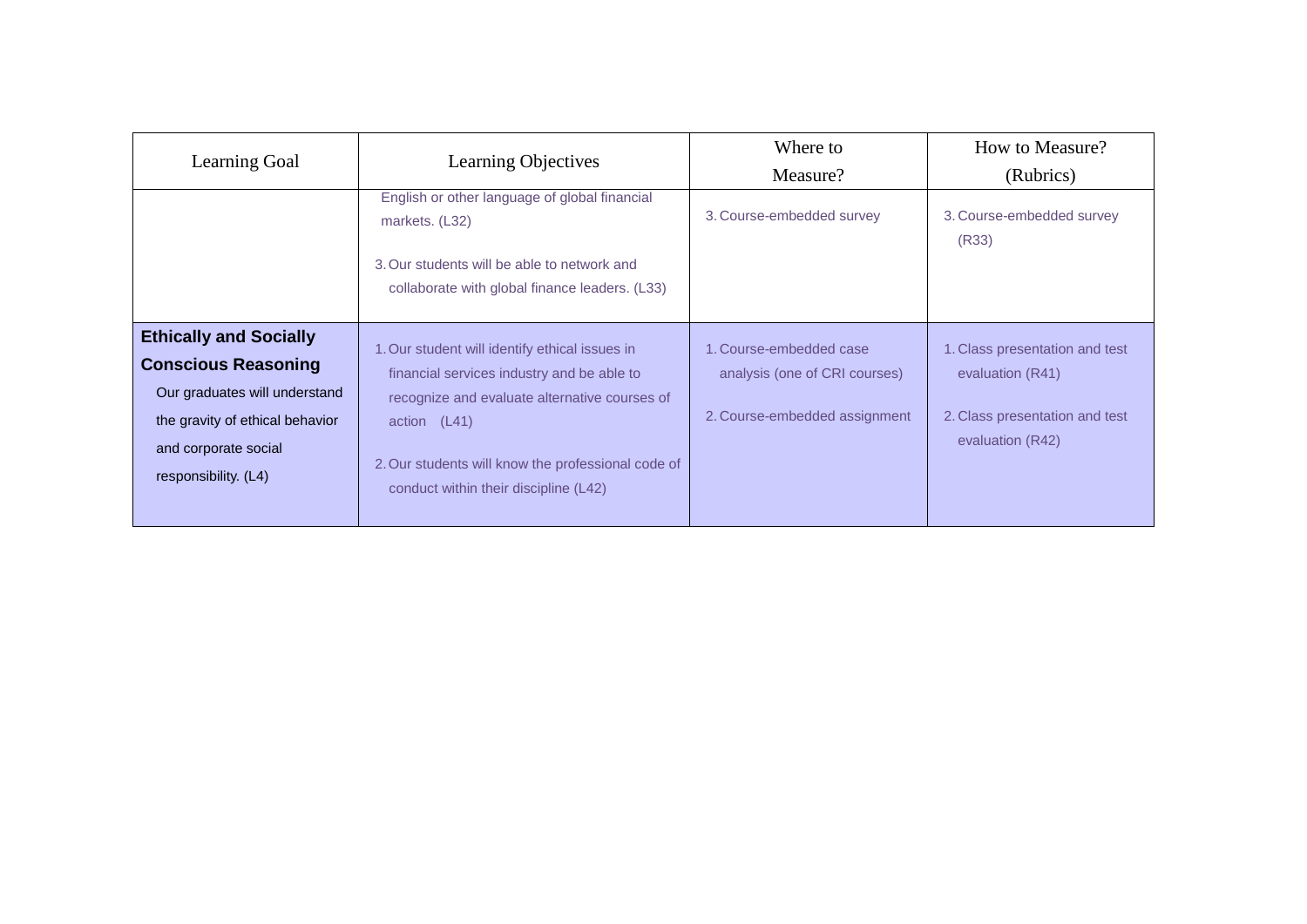| Learning Goal | Learning Objectives | Where to Measure? | How to Measure? (Rubrics) |
|---|---|---|---|
| | English or other language of global financial markets. (L32)<br><br>3. Our students will be able to network and collaborate with global finance leaders. (L33) | 3. Course-embedded survey | 3. Course-embedded survey (R33) |
| **Ethically and Socially Conscious Reasoning**<br>Our graduates will understand the gravity of ethical behavior and corporate social responsibility. (L4) | 1. Our student will identify ethical issues in financial services industry and be able to recognize and evaluate alternative courses of action (L41)<br><br>2. Our students will know the professional code of conduct within their discipline (L42) | 1. Course-embedded case analysis (one of CRI courses)<br><br>2. Course-embedded assignment | 1. Class presentation and test evaluation (R41)<br><br>2. Class presentation and test evaluation (R42) |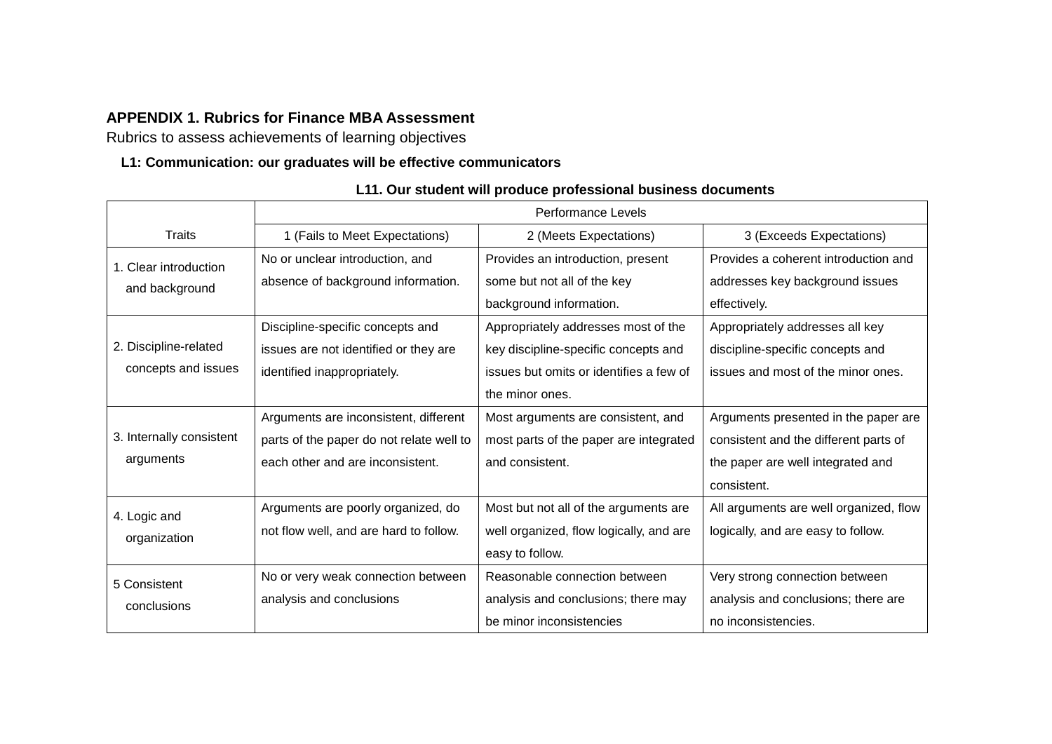## APPENDIX 1. Rubrics for Finance MBA Assessment

Rubrics to assess achievements of learning objectives

**L1: Communication: our graduates will be effective communicators**

**L11. Our student will produce professional business documents**

| Traits | Performance Levels | | |
|---|---|---|---|
| | 1 (Fails to Meet Expectations) | 2 (Meets Expectations) | 3 (Exceeds Expectations) |
| 1. Clear introduction and background | No or unclear introduction, and absence of background information. | Provides an introduction, present some but not all of the key background information. | Provides a coherent introduction and addresses key background issues effectively. |
| 2. Discipline-related concepts and issues | Discipline-specific concepts and issues are not identified or they are identified inappropriately. | Appropriately addresses most of the key discipline-specific concepts and issues but omits or identifies a few of the minor ones. | Appropriately addresses all key discipline-specific concepts and issues and most of the minor ones. |
| 3. Internally consistent arguments | Arguments are inconsistent, different parts of the paper do not relate well to each other and are inconsistent. | Most arguments are consistent, and most parts of the paper are integrated and consistent. | Arguments presented in the paper are consistent and the different parts of the paper are well integrated and consistent. |
| 4. Logic and organization | Arguments are poorly organized, do not flow well, and are hard to follow. | Most but not all of the arguments are well organized, flow logically, and are easy to follow. | All arguments are well organized, flow logically, and are easy to follow. |
| 5 Consistent conclusions | No or very weak connection between analysis and conclusions | Reasonable connection between analysis and conclusions; there may be minor inconsistencies | Very strong connection between analysis and conclusions; there are no inconsistencies. |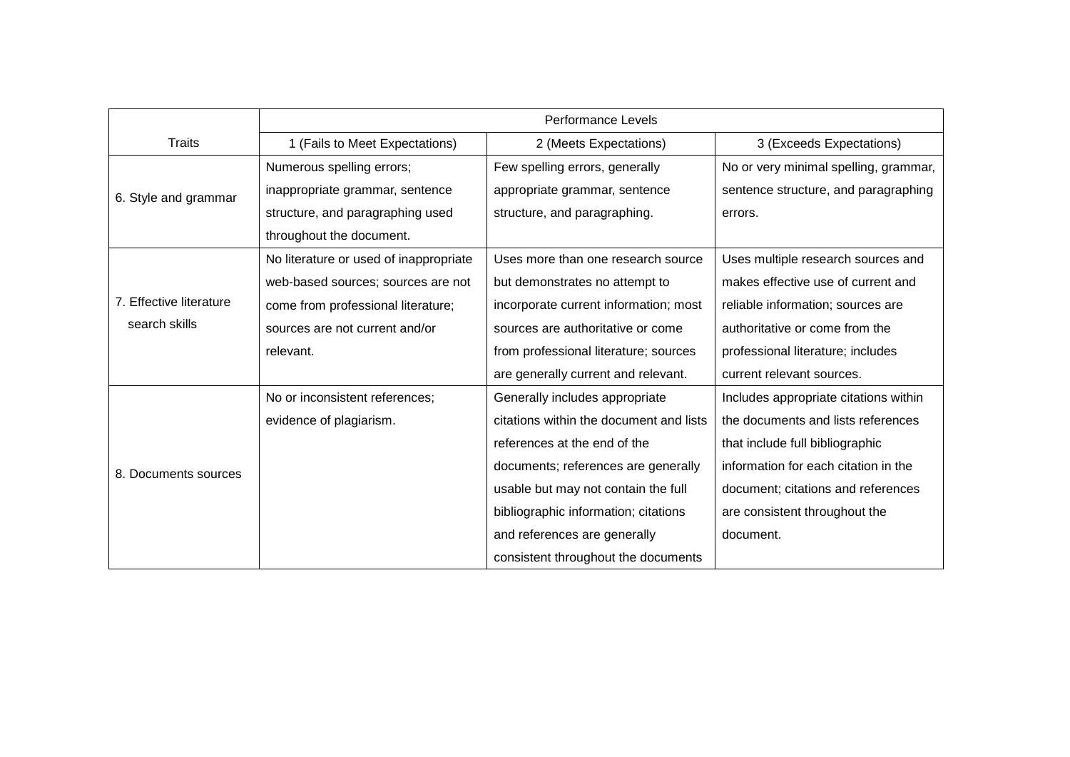| Traits | Performance Levels | | |
|---|---|---|---|
| | 1 (Fails to Meet Expectations) | 2 (Meets Expectations) | 3 (Exceeds Expectations) |
| 6. Style and grammar | Numerous spelling errors; inappropriate grammar, sentence structure, and paragraphing used throughout the document. | Few spelling errors, generally appropriate grammar, sentence structure, and paragraphing. | No or very minimal spelling, grammar, sentence structure, and paragraphing errors. |
| 7. Effective literature search skills | No literature or used of inappropriate web-based sources; sources are not come from professional literature; sources are not current and/or relevant. | Uses more than one research source but demonstrates no attempt to incorporate current information; most sources are authoritative or come from professional literature; sources are generally current and relevant. | Uses multiple research sources and makes effective use of current and reliable information; sources are authoritative or come from the professional literature; includes current relevant sources. |
| 8. Documents sources | No or inconsistent references; evidence of plagiarism. | Generally includes appropriate citations within the document and lists references at the end of the documents; references are generally usable but may not contain the full bibliographic information; citations and references are generally consistent throughout the documents | Includes appropriate citations within the documents and lists references that include full bibliographic information for each citation in the document; citations and references are consistent throughout the document. |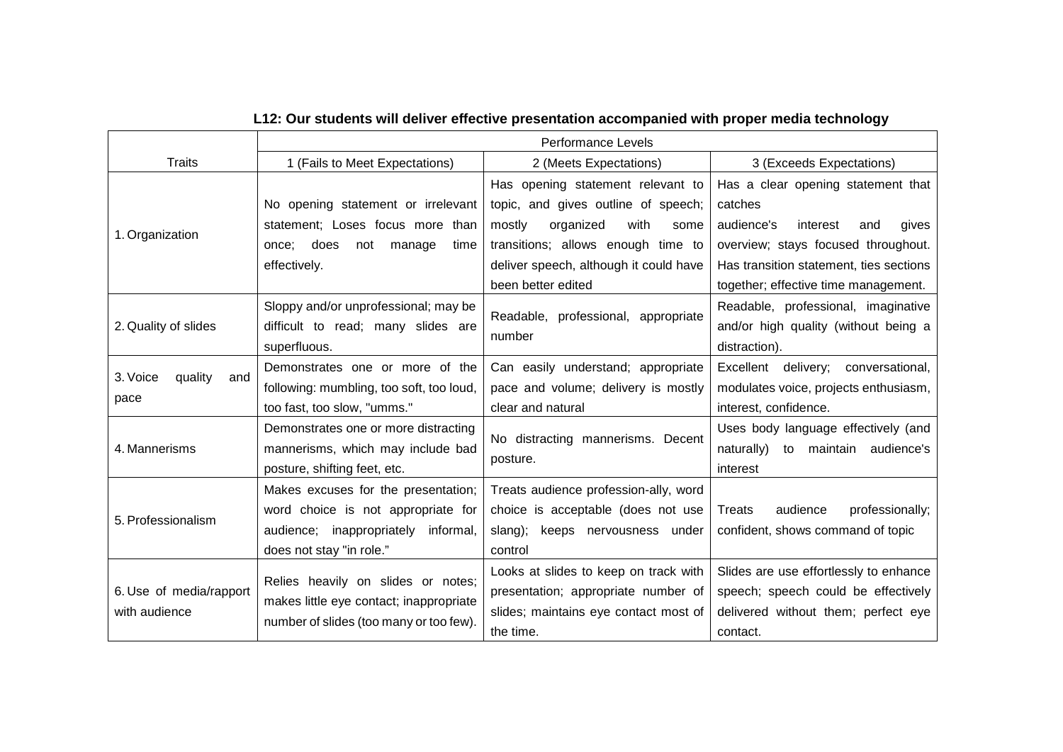**L12: Our students will deliver effective presentation accompanied with proper media technology**

| Traits | Performance Levels | | |
|---|---|---|---|
| | 1 (Fails to Meet Expectations) | 2 (Meets Expectations) | 3 (Exceeds Expectations) |
| 1. Organization | No opening statement or irrelevant statement; Loses focus more than once; does not manage time effectively. | Has opening statement relevant to topic, and gives outline of speech; mostly organized with some transitions; allows enough time to deliver speech, although it could have been better edited | Has a clear opening statement that catches audience's interest and gives overview; stays focused throughout. Has transition statement, ties sections together; effective time management. |
| 2. Quality of slides | Sloppy and/or unprofessional; may be difficult to read; many slides are superfluous. | Readable, professional, appropriate number | Readable, professional, imaginative and/or high quality (without being a distraction). |
| 3. Voice quality and pace | Demonstrates one or more of the following: mumbling, too soft, too loud, too fast, too slow, "umms." | Can easily understand; appropriate pace and volume; delivery is mostly clear and natural | Excellent delivery; conversational, modulates voice, projects enthusiasm, interest, confidence. |
| 4. Mannerisms | Demonstrates one or more distracting mannerisms, which may include bad posture, shifting feet, etc. | No distracting mannerisms. Decent posture. | Uses body language effectively (and naturally) to maintain audience's interest |
| 5. Professionalism | Makes excuses for the presentation; word choice is not appropriate for audience; inappropriately informal, does not stay "in role." | Treats audience profession-ally, word choice is acceptable (does not use slang); keeps nervousness under control | Treats audience professionally; confident, shows command of topic |
| 6. Use of media/rapport with audience | Relies heavily on slides or notes; makes little eye contact; inappropriate number of slides (too many or too few). | Looks at slides to keep on track with presentation; appropriate number of slides; maintains eye contact most of the time. | Slides are use effortlessly to enhance speech; speech could be effectively delivered without them; perfect eye contact. |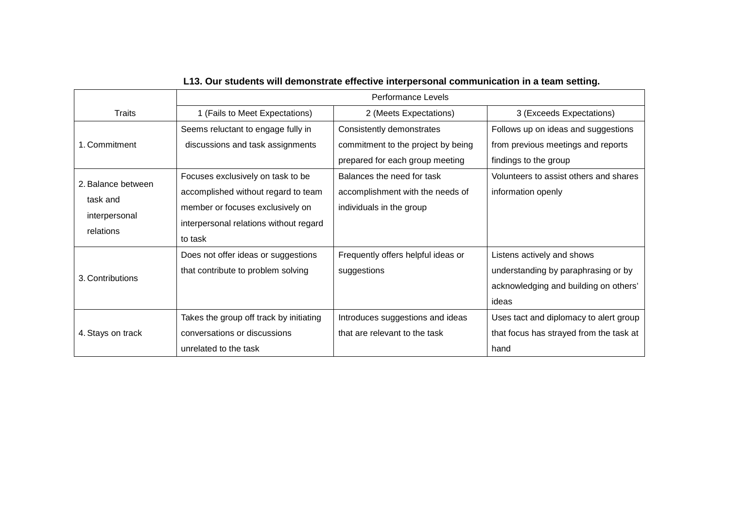**L13. Our students will demonstrate effective interpersonal communication in a team setting.**

| | Performance Levels | | |
|---|---|---|---|
| Traits | 1 (Fails to Meet Expectations) | 2 (Meets Expectations) | 3 (Exceeds Expectations) |
| 1. Commitment | Seems reluctant to engage fully in discussions and task assignments | Consistently demonstrates commitment to the project by being prepared for each group meeting | Follows up on ideas and suggestions from previous meetings and reports findings to the group |
| 2. Balance between task and interpersonal relations | Focuses exclusively on task to be accomplished without regard to team member or focuses exclusively on interpersonal relations without regard to task | Balances the need for task accomplishment with the needs of individuals in the group | Volunteers to assist others and shares information openly |
| 3. Contributions | Does not offer ideas or suggestions that contribute to problem solving | Frequently offers helpful ideas or suggestions | Listens actively and shows understanding by paraphrasing or by acknowledging and building on others' ideas |
| 4. Stays on track | Takes the group off track by initiating conversations or discussions unrelated to the task | Introduces suggestions and ideas that are relevant to the task | Uses tact and diplomacy to alert group that focus has strayed from the task at hand |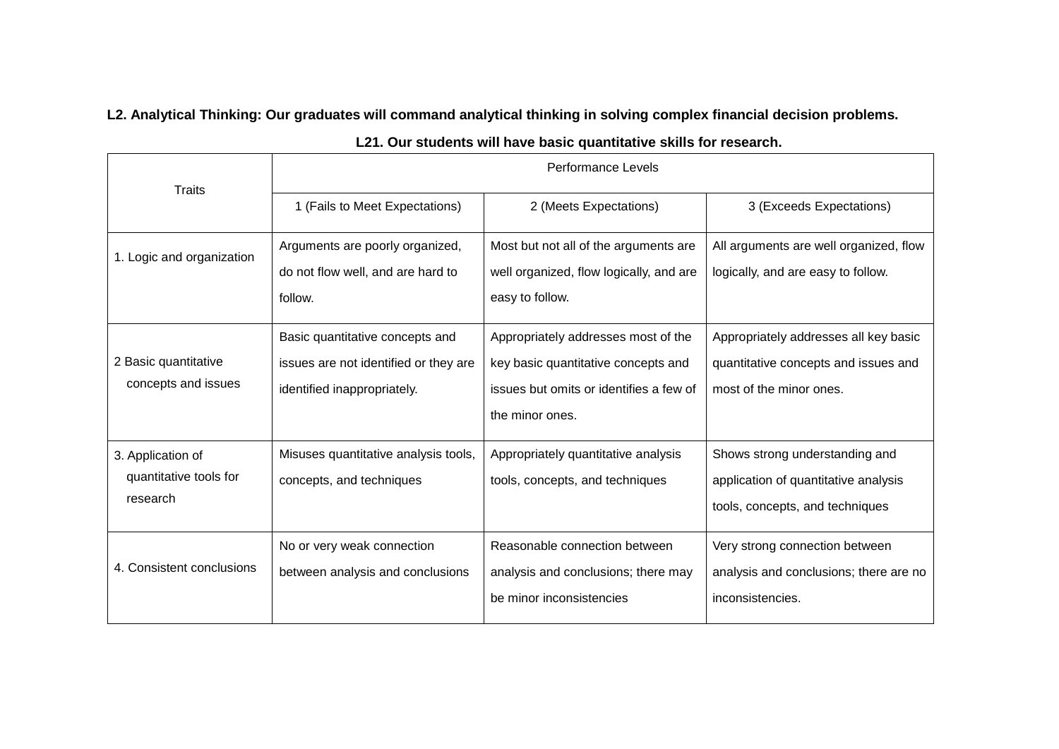**L2. Analytical Thinking: Our graduates will command analytical thinking in solving complex financial decision problems.**

**L21. Our students will have basic quantitative skills for research.**

| Traits | Performance Levels | | |
|---|---|---|---|
| | 1 (Fails to Meet Expectations) | 2 (Meets Expectations) | 3 (Exceeds Expectations) |
| 1. Logic and organization | Arguments are poorly organized, do not flow well, and are hard to follow. | Most but not all of the arguments are well organized, flow logically, and are easy to follow. | All arguments are well organized, flow logically, and are easy to follow. |
| 2 Basic quantitative concepts and issues | Basic quantitative concepts and issues are not identified or they are identified inappropriately. | Appropriately addresses most of the key basic quantitative concepts and issues but omits or identifies a few of the minor ones. | Appropriately addresses all key basic quantitative concepts and issues and most of the minor ones. |
| 3. Application of quantitative tools for research | Misuses quantitative analysis tools, concepts, and techniques | Appropriately quantitative analysis tools, concepts, and techniques | Shows strong understanding and application of quantitative analysis tools, concepts, and techniques |
| 4. Consistent conclusions | No or very weak connection between analysis and conclusions | Reasonable connection between analysis and conclusions; there may be minor inconsistencies | Very strong connection between analysis and conclusions; there are no inconsistencies. |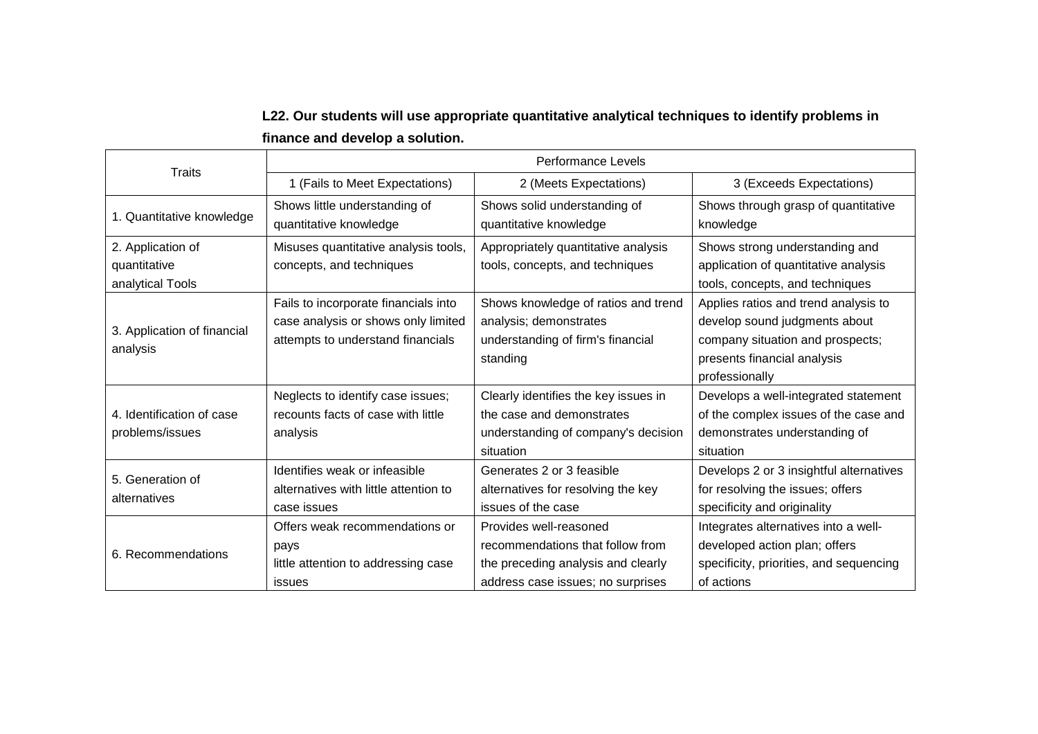**L22. Our students will use appropriate quantitative analytical techniques to identify problems in finance and develop a solution.**

| Traits | Performance Levels | | |
|---|---|---|---|
| | 1 (Fails to Meet Expectations) | 2 (Meets Expectations) | 3 (Exceeds Expectations) |
| 1. Quantitative knowledge | Shows little understanding of quantitative knowledge | Shows solid understanding of quantitative knowledge | Shows through grasp of quantitative knowledge |
| 2. Application of quantitative analytical Tools | Misuses quantitative analysis tools, concepts, and techniques | Appropriately quantitative analysis tools, concepts, and techniques | Shows strong understanding and application of quantitative analysis tools, concepts, and techniques |
| 3. Application of financial analysis | Fails to incorporate financials into case analysis or shows only limited attempts to understand financials | Shows knowledge of ratios and trend analysis; demonstrates understanding of firm's financial standing | Applies ratios and trend analysis to develop sound judgments about company situation and prospects; presents financial analysis professionally |
| 4. Identification of case problems/issues | Neglects to identify case issues; recounts facts of case with little analysis | Clearly identifies the key issues in the case and demonstrates understanding of company's decision situation | Develops a well-integrated statement of the complex issues of the case and demonstrates understanding of situation |
| 5. Generation of alternatives | Identifies weak or infeasible alternatives with little attention to case issues | Generates 2 or 3 feasible alternatives for resolving the key issues of the case | Develops 2 or 3 insightful alternatives for resolving the issues; offers specificity and originality |
| 6. Recommendations | Offers weak recommendations or pays little attention to addressing case issues | Provides well-reasoned recommendations that follow from the preceding analysis and clearly address case issues; no surprises | Integrates alternatives into a well-developed action plan; offers specificity, priorities, and sequencing of actions |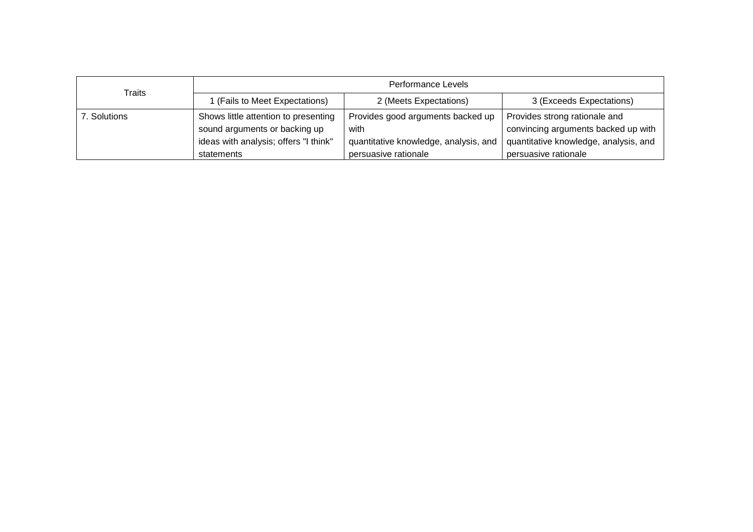| Traits | Performance Levels | | |
|---|---|---|---|
| | 1 (Fails to Meet Expectations) | 2 (Meets Expectations) | 3 (Exceeds Expectations) |
| 7. Solutions | Shows little attention to presenting sound arguments or backing up ideas with analysis; offers "I think" statements | Provides good arguments backed up with quantitative knowledge, analysis, and persuasive rationale | Provides strong rationale and convincing arguments backed up with quantitative knowledge, analysis, and persuasive rationale |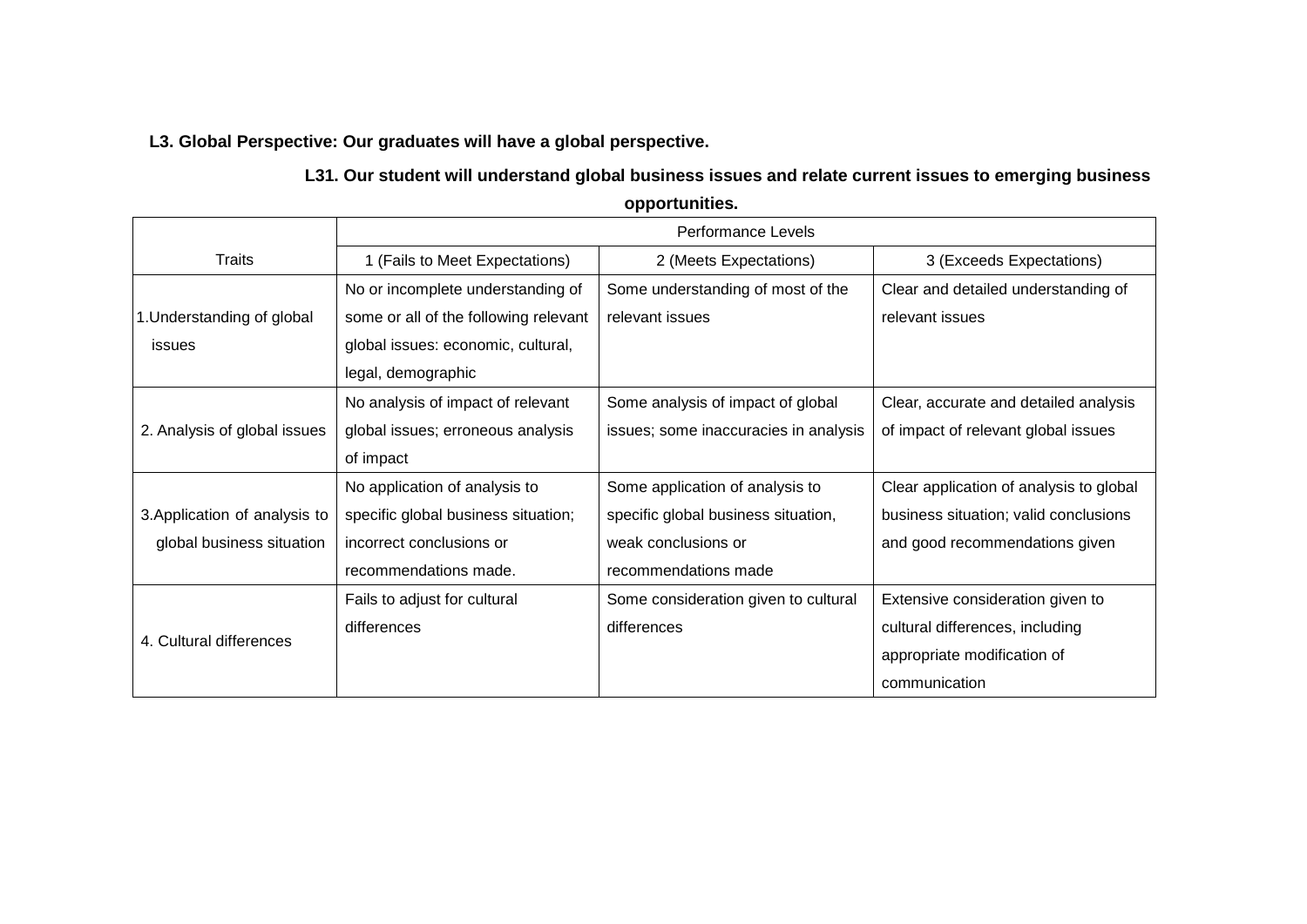**L3. Global Perspective: Our graduates will have a global perspective.**

**L31. Our student will understand global business issues and relate current issues to emerging business opportunities.**

| Traits | Performance Levels | | |
|---|---|---|---|
| | 1 (Fails to Meet Expectations) | 2 (Meets Expectations) | 3 (Exceeds Expectations) |
| 1.Understanding of global issues | No or incomplete understanding of some or all of the following relevant global issues: economic, cultural, legal, demographic | Some understanding of most of the relevant issues | Clear and detailed understanding of relevant issues |
| 2. Analysis of global issues | No analysis of impact of relevant global issues; erroneous analysis of impact | Some analysis of impact of global issues; some inaccuracies in analysis | Clear, accurate and detailed analysis of impact of relevant global issues |
| 3.Application of analysis to global business situation | No application of analysis to specific global business situation; incorrect conclusions or recommendations made. | Some application of analysis to specific global business situation, weak conclusions or recommendations made | Clear application of analysis to global business situation; valid conclusions and good recommendations given |
| 4. Cultural differences | Fails to adjust for cultural differences | Some consideration given to cultural differences | Extensive consideration given to cultural differences, including appropriate modification of communication |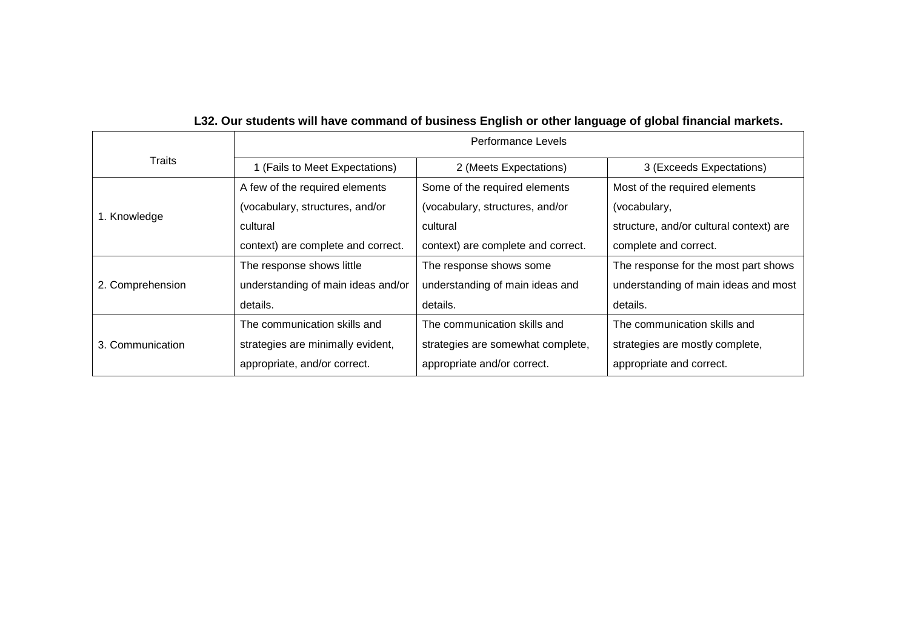**L32. Our students will have command of business English or other language of global financial markets.**

| Traits | Performance Levels | | |
|---|---|---|---|
| | 1 (Fails to Meet Expectations) | 2 (Meets Expectations) | 3 (Exceeds Expectations) |
| 1. Knowledge | A few of the required elements (vocabulary, structures, and/or cultural context) are complete and correct. | Some of the required elements (vocabulary, structures, and/or cultural context) are complete and correct. | Most of the required elements (vocabulary, structure, and/or cultural context) are complete and correct. |
| 2. Comprehension | The response shows little understanding of main ideas and/or details. | The response shows some understanding of main ideas and details. | The response for the most part shows understanding of main ideas and most details. |
| 3. Communication | The communication skills and strategies are minimally evident, appropriate, and/or correct. | The communication skills and strategies are somewhat complete, appropriate and/or correct. | The communication skills and strategies are mostly complete, appropriate and correct. |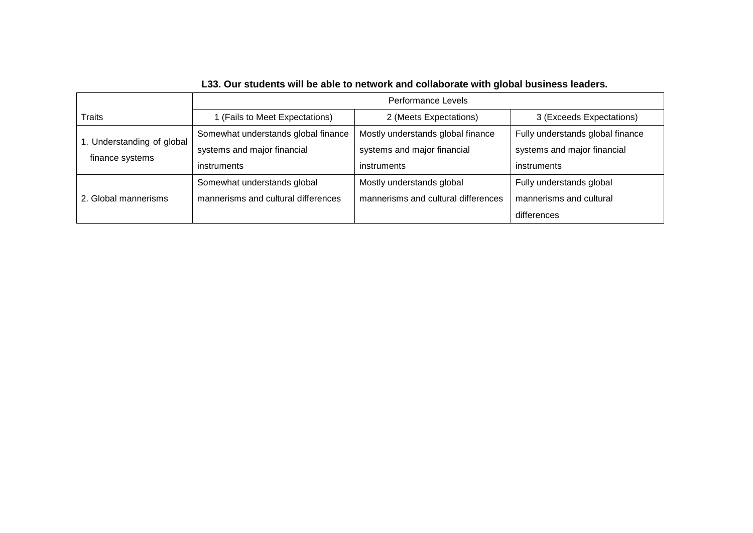**L33. Our students will be able to network and collaborate with global business leaders.**

| | Performance Levels | | |
|---|---|---|---|
| Traits | 1 (Fails to Meet Expectations) | 2 (Meets Expectations) | 3 (Exceeds Expectations) |
| 1. Understanding of global finance systems | Somewhat understands global finance systems and major financial instruments | Mostly understands global finance systems and major financial instruments | Fully understands global finance systems and major financial instruments |
| 2. Global mannerisms | Somewhat understands global mannerisms and cultural differences | Mostly understands global mannerisms and cultural differences | Fully understands global mannerisms and cultural differences |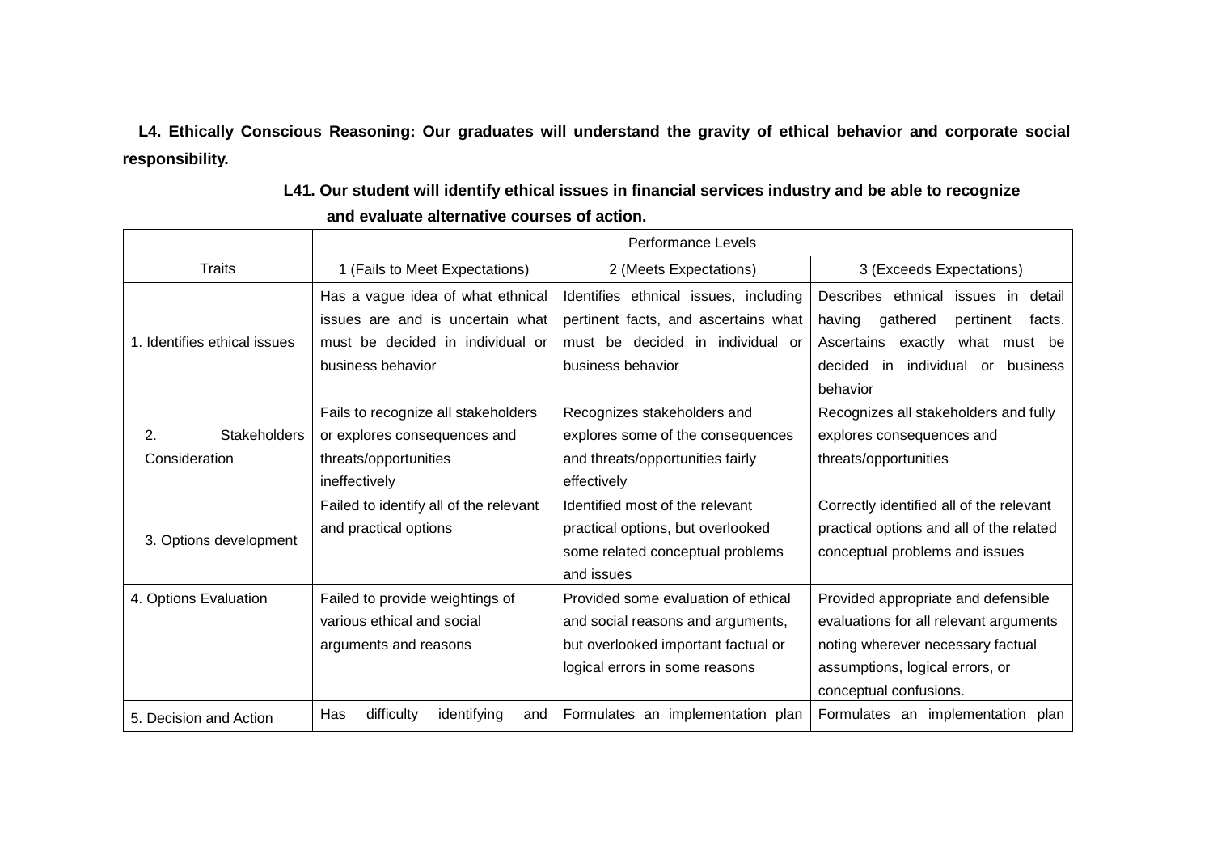**L4. Ethically Conscious Reasoning: Our graduates will understand the gravity of ethical behavior and corporate social responsibility.**

**L41. Our student will identify ethical issues in financial services industry and be able to recognize and evaluate alternative courses of action.**

| Traits | Performance Levels | | |
|---|---|---|---|
| | 1 (Fails to Meet Expectations) | 2 (Meets Expectations) | 3 (Exceeds Expectations) |
| 1. Identifies ethical issues | Has a vague idea of what ethnical issues are and is uncertain what must be decided in individual or business behavior | Identifies ethnical issues, including pertinent facts, and ascertains what must be decided in individual or business behavior | Describes ethnical issues in detail having gathered pertinent facts. Ascertains exactly what must be decided in individual or business behavior |
| 2. Stakeholders Consideration | Fails to recognize all stakeholders or explores consequences and threats/opportunities ineffectively | Recognizes stakeholders and explores some of the consequences and threats/opportunities fairly effectively | Recognizes all stakeholders and fully explores consequences and threats/opportunities |
| 3. Options development | Failed to identify all of the relevant and practical options | Identified most of the relevant practical options, but overlooked some related conceptual problems and issues | Correctly identified all of the relevant practical options and all of the related conceptual problems and issues |
| 4. Options Evaluation | Failed to provide weightings of various ethical and social arguments and reasons | Provided some evaluation of ethical and social reasons and arguments, but overlooked important factual or logical errors in some reasons | Provided appropriate and defensible evaluations for all relevant arguments noting wherever necessary factual assumptions, logical errors, or conceptual confusions. |
| 5. Decision and Action | Has difficulty identifying and | Formulates an implementation plan | Formulates an implementation plan |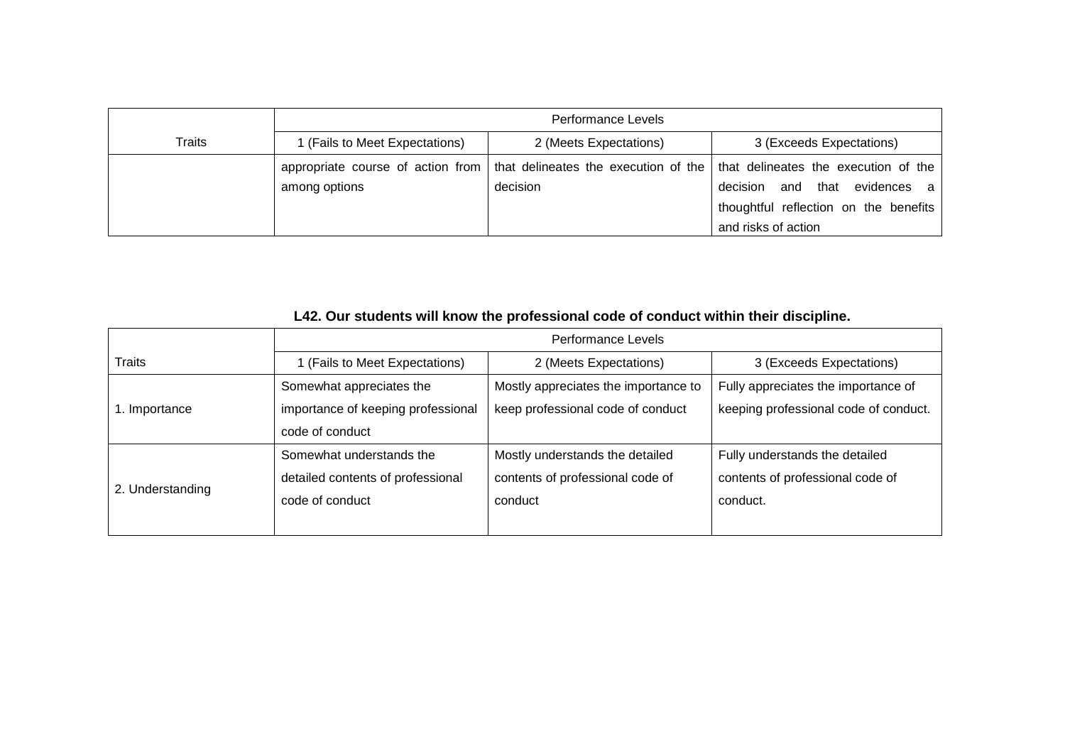| | Performance Levels | | |
|---|---|---|---|
| Traits | 1 (Fails to Meet Expectations) | 2 (Meets Expectations) | 3 (Exceeds Expectations) |
| | appropriate course of action from among options | that delineates the execution of the decision | that delineates the execution of the decision and that evidences a thoughtful reflection on the benefits and risks of action |

**L42. Our students will know the professional code of conduct within their discipline.**

| | Performance Levels | | |
|---|---|---|---|
| Traits | 1 (Fails to Meet Expectations) | 2 (Meets Expectations) | 3 (Exceeds Expectations) |
| 1. Importance | Somewhat appreciates the importance of keeping professional code of conduct | Mostly appreciates the importance to keep professional code of conduct | Fully appreciates the importance of keeping professional code of conduct. |
| 2. Understanding | Somewhat understands the detailed contents of professional code of conduct | Mostly understands the detailed contents of professional code of conduct | Fully understands the detailed contents of professional code of conduct. |